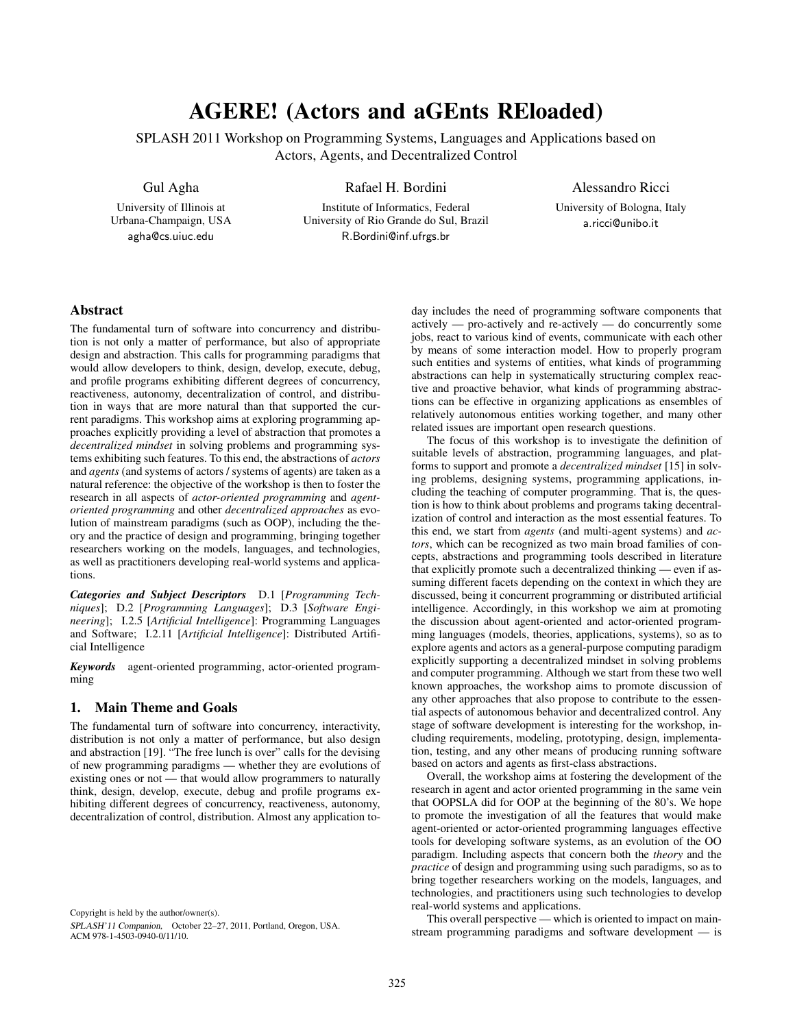# AGERE! (Actors and aGEnts REloaded)

SPLASH 2011 Workshop on Programming Systems, Languages and Applications based on Actors, Agents, and Decentralized Control

Gul Agha
University of Illinois at Urbana-Champaign, USA
agha@cs.uiuc.edu

Rafael H. Bordini
Institute of Informatics, Federal University of Rio Grande do Sul, Brazil
R.Bordini@inf.ufrgs.br

Alessandro Ricci
University of Bologna, Italy
a.ricci@unibo.it

## Abstract

The fundamental turn of software into concurrency and distribution is not only a matter of performance, but also of appropriate design and abstraction. This calls for programming paradigms that would allow developers to think, design, develop, execute, debug, and profile programs exhibiting different degrees of concurrency, reactiveness, autonomy, decentralization of control, and distribution in ways that are more natural than that supported the current paradigms. This workshop aims at exploring programming approaches explicitly providing a level of abstraction that promotes a *decentralized mindset* in solving problems and programming systems exhibiting such features. To this end, the abstractions of *actors* and *agents* (and systems of actors / systems of agents) are taken as a natural reference: the objective of the workshop is then to foster the research in all aspects of *actor-oriented programming* and *agent-oriented programming* and other *decentralized approaches* as evolution of mainstream paradigms (such as OOP), including the theory and the practice of design and programming, bringing together researchers working on the models, languages, and technologies, as well as practitioners developing real-world systems and applications.

***Categories and Subject Descriptors*** D.1 [*Programming Techniques*]; D.2 [*Programming Languages*]; D.3 [*Software Engineering*]; I.2.5 [*Artificial Intelligence*]: Programming Languages and Software; I.2.11 [*Artificial Intelligence*]: Distributed Artificial Intelligence

***Keywords*** agent-oriented programming, actor-oriented programming

## 1. Main Theme and Goals

The fundamental turn of software into concurrency, interactivity, distribution is not only a matter of performance, but also design and abstraction [19]. "The free lunch is over" calls for the devising of new programming paradigms — whether they are evolutions of existing ones or not — that would allow programmers to naturally think, design, develop, execute, debug and profile programs exhibiting different degrees of concurrency, reactiveness, autonomy, decentralization of control, distribution. Almost any application today includes the need of programming software components that actively — pro-actively and re-actively — do concurrently some jobs, react to various kind of events, communicate with each other by means of some interaction model. How to properly program such entities and systems of entities, what kinds of programming abstractions can help in systematically structuring complex reactive and proactive behavior, what kinds of programming abstractions can be effective in organizing applications as ensembles of relatively autonomous entities working together, and many other related issues are important open research questions.

The focus of this workshop is to investigate the definition of suitable levels of abstraction, programming languages, and platforms to support and promote a *decentralized mindset* [15] in solving problems, designing systems, programming applications, including the teaching of computer programming. That is, the question is how to think about problems and programs taking decentralization of control and interaction as the most essential features. To this end, we start from *agents* (and multi-agent systems) and *actors*, which can be recognized as two main broad families of concepts, abstractions and programming tools described in literature that explicitly promote such a decentralized thinking — even if assuming different facets depending on the context in which they are discussed, being it concurrent programming or distributed artificial intelligence. Accordingly, in this workshop we aim at promoting the discussion about agent-oriented and actor-oriented programming languages (models, theories, applications, systems), so as to explore agents and actors as a general-purpose computing paradigm explicitly supporting a decentralized mindset in solving problems and computer programming. Although we start from these two well known approaches, the workshop aims to promote discussion of any other approaches that also propose to contribute to the essential aspects of autonomous behavior and decentralized control. Any stage of software development is interesting for the workshop, including requirements, modeling, prototyping, design, implementation, testing, and any other means of producing running software based on actors and agents as first-class abstractions.

Overall, the workshop aims at fostering the development of the research in agent and actor oriented programming in the same vein that OOPSLA did for OOP at the beginning of the 80's. We hope to promote the investigation of all the features that would make agent-oriented or actor-oriented programming languages effective tools for developing software systems, as an evolution of the OO paradigm. Including aspects that concern both the *theory* and the *practice* of design and programming using such paradigms, so as to bring together researchers working on the models, languages, and technologies, and practitioners using such technologies to develop real-world systems and applications.

This overall perspective — which is oriented to impact on mainstream programming paradigms and software development — is

Copyright is held by the author/owner(s).
*SPLASH'11 Companion*, October 22–27, 2011, Portland, Oregon, USA.
ACM 978-1-4503-0940-0/11/10.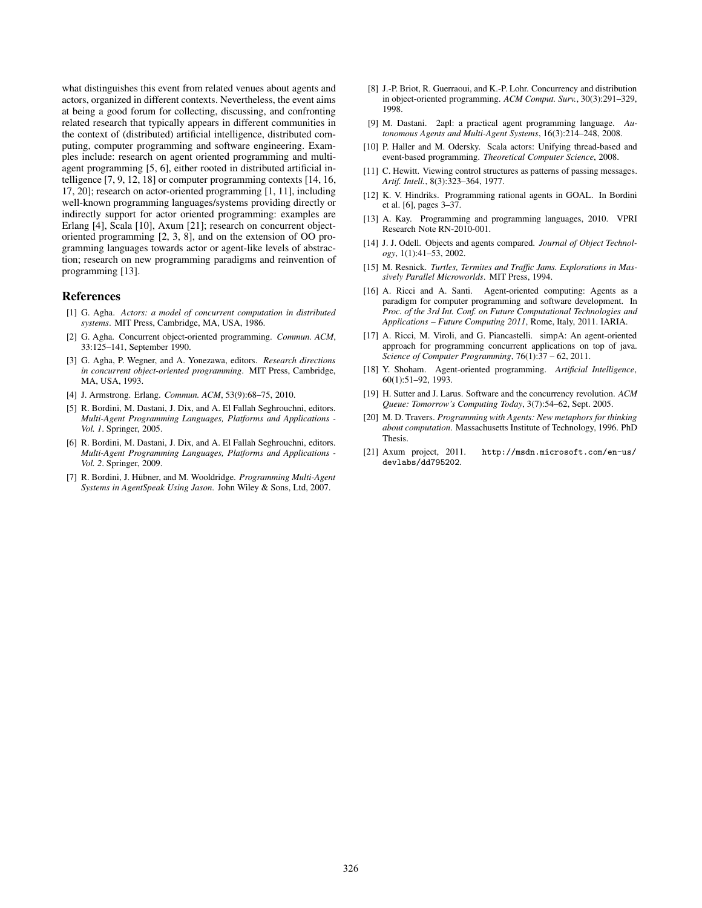what distinguishes this event from related venues about agents and actors, organized in different contexts. Nevertheless, the event aims at being a good forum for collecting, discussing, and confronting related research that typically appears in different communities in the context of (distributed) artificial intelligence, distributed computing, computer programming and software engineering. Examples include: research on agent oriented programming and multi-agent programming [5, 6], either rooted in distributed artificial intelligence [7, 9, 12, 18] or computer programming contexts [14, 16, 17, 20]; research on actor-oriented programming [1, 11], including well-known programming languages/systems providing directly or indirectly support for actor oriented programming: examples are Erlang [4], Scala [10], Axum [21]; research on concurrent object-oriented programming [2, 3, 8], and on the extension of OO programming languages towards actor or agent-like levels of abstraction; research on new programming paradigms and reinvention of programming [13].

## References

[1] G. Agha. *Actors: a model of concurrent computation in distributed systems*. MIT Press, Cambridge, MA, USA, 1986.

[2] G. Agha. Concurrent object-oriented programming. *Commun. ACM*, 33:125–141, September 1990.

[3] G. Agha, P. Wegner, and A. Yonezawa, editors. *Research directions in concurrent object-oriented programming*. MIT Press, Cambridge, MA, USA, 1993.

[4] J. Armstrong. Erlang. *Commun. ACM*, 53(9):68–75, 2010.

[5] R. Bordini, M. Dastani, J. Dix, and A. El Fallah Seghrouchni, editors. *Multi-Agent Programming Languages, Platforms and Applications - Vol. 1*. Springer, 2005.

[6] R. Bordini, M. Dastani, J. Dix, and A. El Fallah Seghrouchni, editors. *Multi-Agent Programming Languages, Platforms and Applications - Vol. 2*. Springer, 2009.

[7] R. Bordini, J. Hübner, and M. Wooldridge. *Programming Multi-Agent Systems in AgentSpeak Using Jason*. John Wiley & Sons, Ltd, 2007.

[8] J.-P. Briot, R. Guerraoui, and K.-P. Lohr. Concurrency and distribution in object-oriented programming. *ACM Comput. Surv.*, 30(3):291–329, 1998.

[9] M. Dastani. 2apl: a practical agent programming language. *Autonomous Agents and Multi-Agent Systems*, 16(3):214–248, 2008.

[10] P. Haller and M. Odersky. Scala actors: Unifying thread-based and event-based programming. *Theoretical Computer Science*, 2008.

[11] C. Hewitt. Viewing control structures as patterns of passing messages. *Artif. Intell.*, 8(3):323–364, 1977.

[12] K. V. Hindriks. Programming rational agents in GOAL. In Bordini et al. [6], pages 3–37.

[13] A. Kay. Programming and programming languages, 2010. VPRI Research Note RN-2010-001.

[14] J. J. Odell. Objects and agents compared. *Journal of Object Technology*, 1(1):41–53, 2002.

[15] M. Resnick. *Turtles, Termites and Traffic Jams. Explorations in Massively Parallel Microworlds*. MIT Press, 1994.

[16] A. Ricci and A. Santi. Agent-oriented computing: Agents as a paradigm for computer programming and software development. In *Proc. of the 3rd Int. Conf. on Future Computational Technologies and Applications – Future Computing 2011*, Rome, Italy, 2011. IARIA.

[17] A. Ricci, M. Viroli, and G. Piancastelli. simpA: An agent-oriented approach for programming concurrent applications on top of java. *Science of Computer Programming*, 76(1):37 – 62, 2011.

[18] Y. Shoham. Agent-oriented programming. *Artificial Intelligence*, 60(1):51–92, 1993.

[19] H. Sutter and J. Larus. Software and the concurrency revolution. *ACM Queue: Tomorrow's Computing Today*, 3(7):54–62, Sept. 2005.

[20] M. D. Travers. *Programming with Agents: New metaphors for thinking about computation*. Massachusetts Institute of Technology, 1996. PhD Thesis.

[21] Axum project, 2011. `http://msdn.microsoft.com/en-us/devlabs/dd795202`.